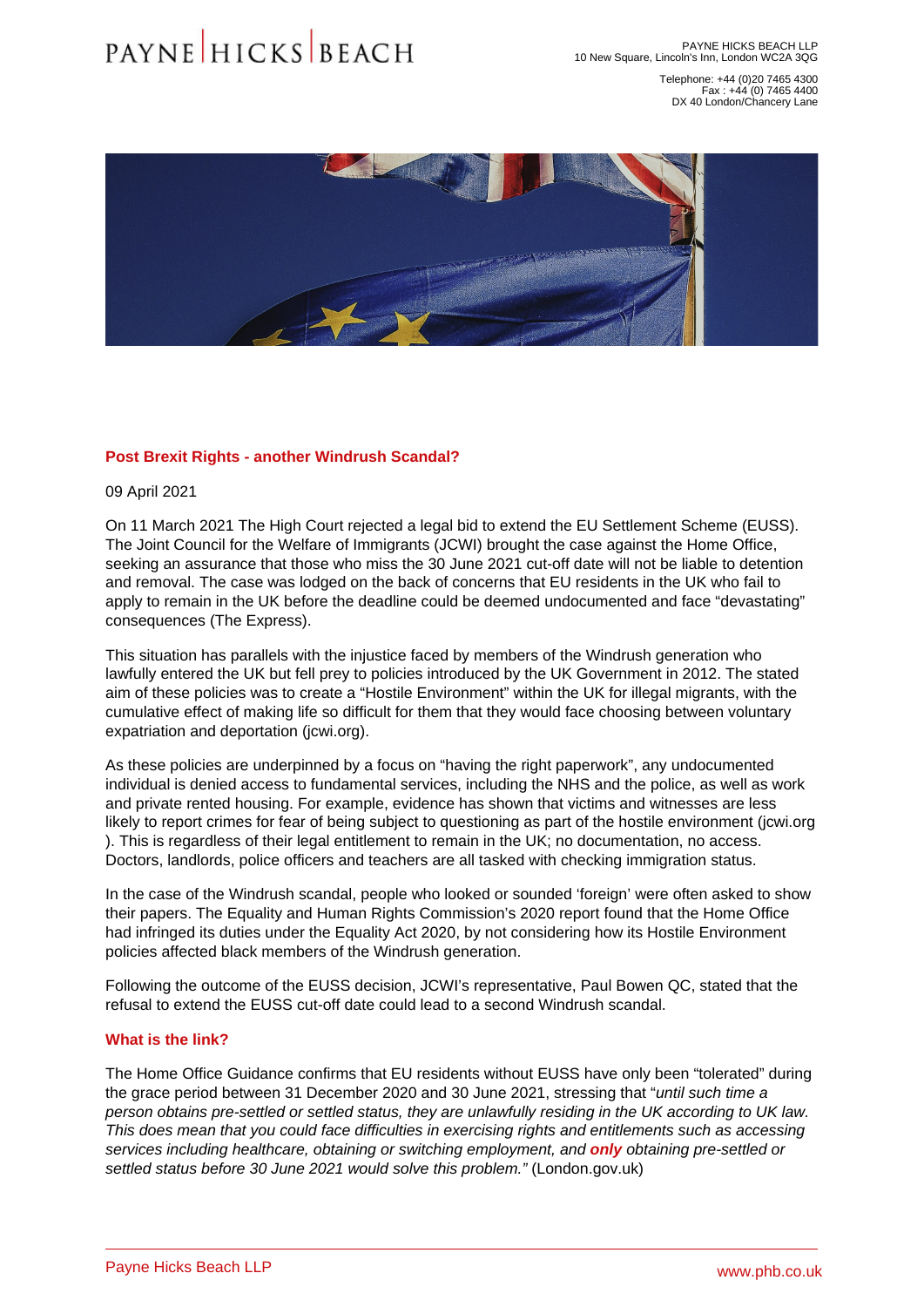PAYNE HICKS BEACH

PAYNE HICKS BEACH LLP
10 New Square, Lincoln's Inn, London WC2A 3QG

Telephone: +44 (0)20 7465 4300
Fax : +44 (0) 7465 4400
DX 40 London/Chancery Lane

## Post Brexit Rights - another Windrush Scandal?

09 April 2021

On 11 March 2021 The High Court rejected a legal bid to extend the EU Settlement Scheme (EUSS). The Joint Council for the Welfare of Immigrants (JCWI) brought the case against the Home Office, seeking an assurance that those who miss the 30 June 2021 cut-off date will not be liable to detention and removal. The case was lodged on the back of concerns that EU residents in the UK who fail to apply to remain in the UK before the deadline could be deemed undocumented and face "devastating" consequences (The Express).

This situation has parallels with the injustice faced by members of the Windrush generation who lawfully entered the UK but fell prey to policies introduced by the UK Government in 2012. The stated aim of these policies was to create a "Hostile Environment" within the UK for illegal migrants, with the cumulative effect of making life so difficult for them that they would face choosing between voluntary expatriation and deportation (jcwi.org).

As these policies are underpinned by a focus on "having the right paperwork", any undocumented individual is denied access to fundamental services, including the NHS and the police, as well as work and private rented housing. For example, evidence has shown that victims and witnesses are less likely to report crimes for fear of being subject to questioning as part of the hostile environment (jcwi.org ). This is regardless of their legal entitlement to remain in the UK; no documentation, no access. Doctors, landlords, police officers and teachers are all tasked with checking immigration status.

In the case of the Windrush scandal, people who looked or sounded 'foreign' were often asked to show their papers. The Equality and Human Rights Commission's 2020 report found that the Home Office had infringed its duties under the Equality Act 2020, by not considering how its Hostile Environment policies affected black members of the Windrush generation.

Following the outcome of the EUSS decision, JCWI's representative, Paul Bowen QC, stated that the refusal to extend the EUSS cut-off date could lead to a second Windrush scandal.

### What is the link?

The Home Office Guidance confirms that EU residents without EUSS have only been "tolerated" during the grace period between 31 December 2020 and 30 June 2021, stressing that "*until such time a person obtains pre-settled or settled status, they are unlawfully residing in the UK according to UK law. This does mean that you could face difficulties in exercising rights and entitlements such as accessing services including healthcare, obtaining or switching employment, and* ***only*** *obtaining pre-settled or settled status before 30 June 2021 would solve this problem."* (London.gov.uk)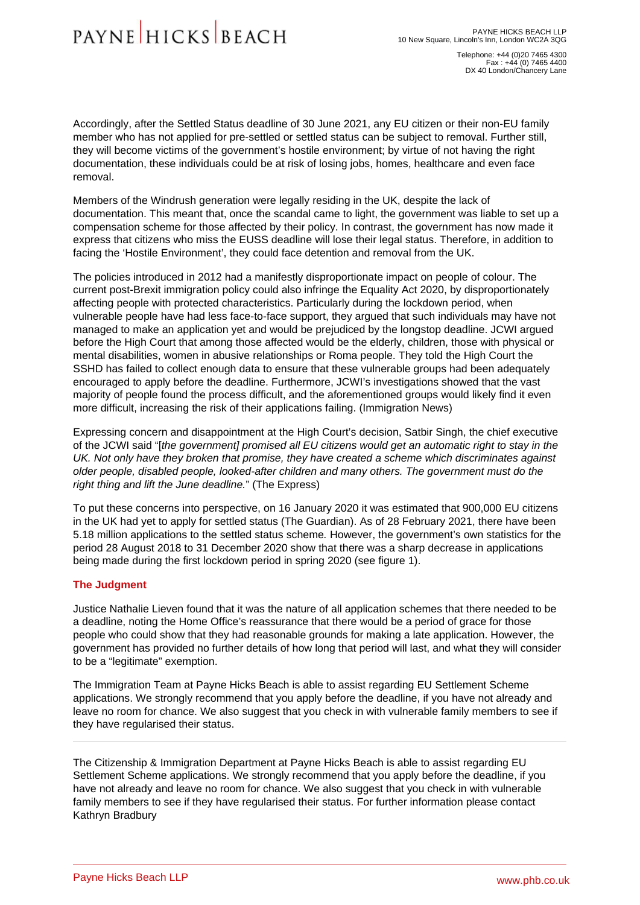Accordingly, after the Settled Status deadline of 30 June 2021, any EU citizen or their non-EU family member who has not applied for pre-settled or settled status can be subject to removal. Further still, they will become victims of the government's hostile environment; by virtue of not having the right documentation, these individuals could be at risk of losing jobs, homes, healthcare and even face removal.

Members of the Windrush generation were legally residing in the UK, despite the lack of documentation. This meant that, once the scandal came to light, the government was liable to set up a compensation scheme for those affected by their policy. In contrast, the government has now made it express that citizens who miss the EUSS deadline will lose their legal status. Therefore, in addition to facing the 'Hostile Environment', they could face detention and removal from the UK.

The policies introduced in 2012 had a manifestly disproportionate impact on people of colour. The current post-Brexit immigration policy could also infringe the Equality Act 2020, by disproportionately affecting people with protected characteristics. Particularly during the lockdown period, when vulnerable people have had less face-to-face support, they argued that such individuals may have not managed to make an application yet and would be prejudiced by the longstop deadline. JCWI argued before the High Court that among those affected would be the elderly, children, those with physical or mental disabilities, women in abusive relationships or Roma people. They told the High Court the SSHD has failed to collect enough data to ensure that these vulnerable groups had been adequately encouraged to apply before the deadline. Furthermore, JCWI's investigations showed that the vast majority of people found the process difficult, and the aforementioned groups would likely find it even more difficult, increasing the risk of their applications failing. (Immigration News)

Expressing concern and disappointment at the High Court's decision, Satbir Singh, the chief executive of the JCWI said "*[the government] promised all EU citizens would get an automatic right to stay in the UK. Not only have they broken that promise, they have created a scheme which discriminates against older people, disabled people, looked-after children and many others. The government must do the right thing and lift the June deadline.*" (The Express)

To put these concerns into perspective, on 16 January 2020 it was estimated that 900,000 EU citizens in the UK had yet to apply for settled status (The Guardian). As of 28 February 2021, there have been 5.18 million applications to the settled status scheme. However, the government's own statistics for the period 28 August 2018 to 31 December 2020 show that there was a sharp decrease in applications being made during the first lockdown period in spring 2020 (see figure 1).

### The Judgment

Justice Nathalie Lieven found that it was the nature of all application schemes that there needed to be a deadline, noting the Home Office's reassurance that there would be a period of grace for those people who could show that they had reasonable grounds for making a late application. However, the government has provided no further details of how long that period will last, and what they will consider to be a "legitimate" exemption.

The Immigration Team at Payne Hicks Beach is able to assist regarding EU Settlement Scheme applications. We strongly recommend that you apply before the deadline, if you have not already and leave no room for chance. We also suggest that you check in with vulnerable family members to see if they have regularised their status.

---

The Citizenship & Immigration Department at Payne Hicks Beach is able to assist regarding EU Settlement Scheme applications. We strongly recommend that you apply before the deadline, if you have not already and leave no room for chance. We also suggest that you check in with vulnerable family members to see if they have regularised their status. For further information please contact Kathryn Bradbury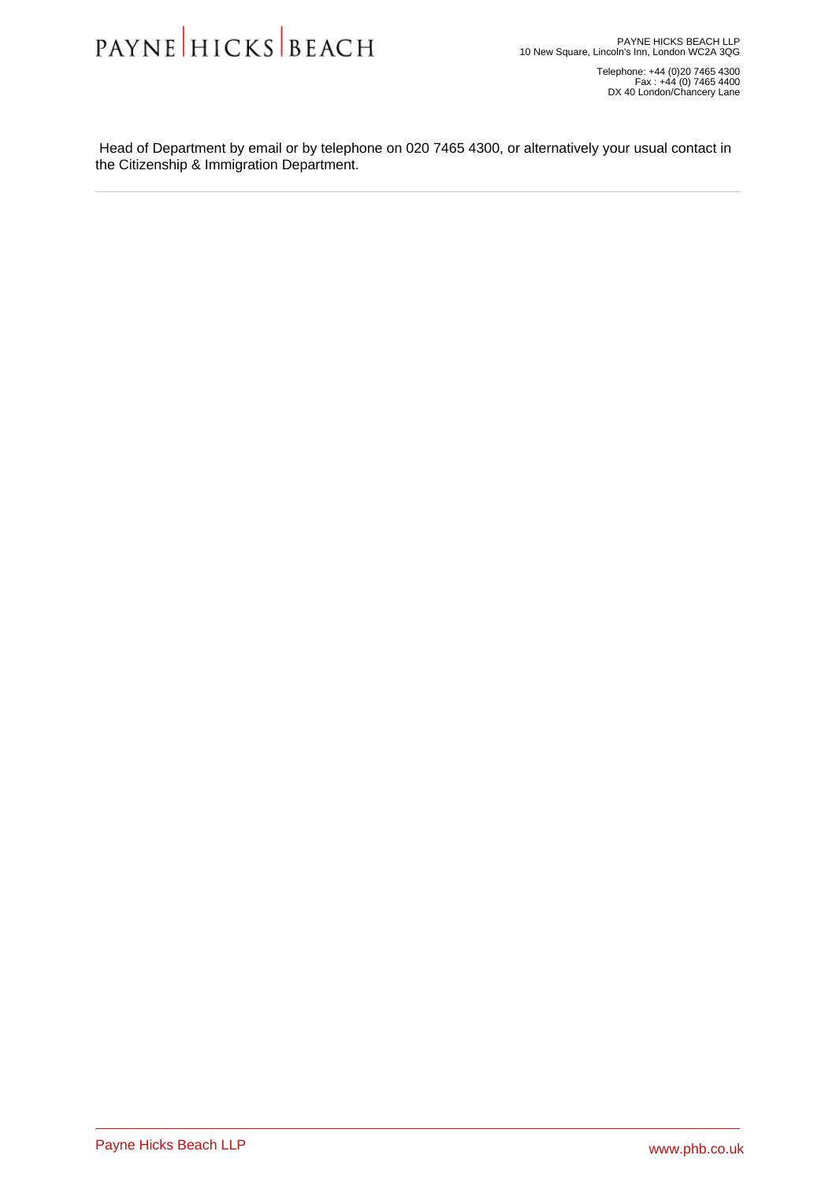Head of Department by email or by telephone on 020 7465 4300, or alternatively your usual contact in the Citizenship & Immigration Department.

---